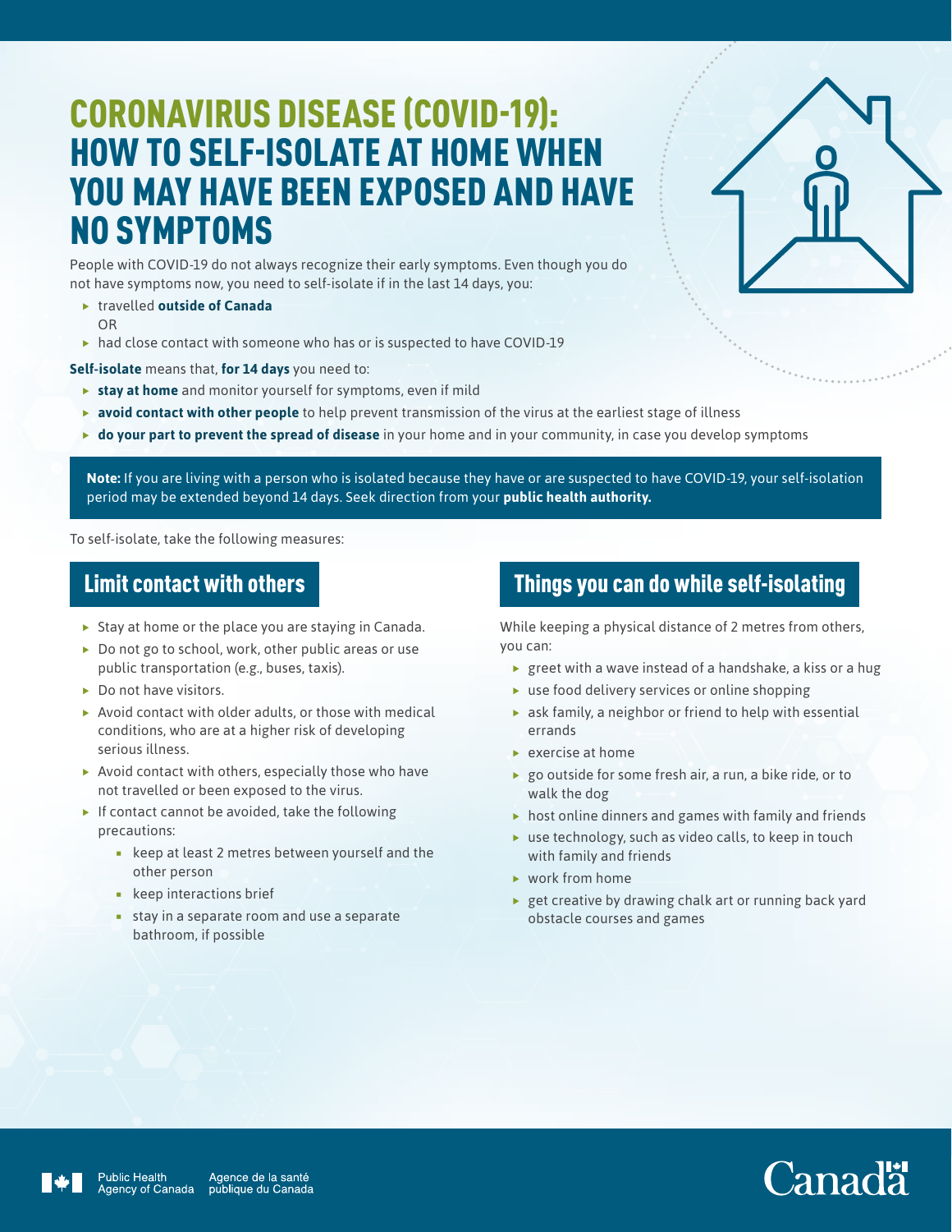# CORONAVIRUS DISEASE (COVID-19): HOW TO SELF-ISOLATE AT HOME WHEN YOU MAY HAVE BEEN EXPOSED AND HAVE NO SYMPTOMS

People with COVID-19 do not always recognize their early symptoms. Even though you do not have symptoms now, you need to self-isolate if in the last 14 days, you:

- travelled **outside of Canada**

  OR
- had close contact with someone who has or is suspected to have COVID-19

**Self-isolate** means that, **for 14 days** you need to:

- **stay at home** and monitor yourself for symptoms, even if mild
- **avoid contact with other people** to help prevent transmission of the virus at the earliest stage of illness
- **do your part to prevent the spread of disease** in your home and in your community, in case you develop symptoms

**Note:** If you are living with a person who is isolated because they have or are suspected to have COVID-19, your self-isolation period may be extended beyond 14 days. Seek direction from your **public health authority.**

To self-isolate, take the following measures:

## Limit contact with others

- Stay at home or the place you are staying in Canada.
- Do not go to school, work, other public areas or use public transportation (e.g., buses, taxis).
- Do not have visitors.
- Avoid contact with older adults, or those with medical conditions, who are at a higher risk of developing serious illness.
- Avoid contact with others, especially those who have not travelled or been exposed to the virus.
- If contact cannot be avoided, take the following precautions:
  - keep at least 2 metres between yourself and the other person
  - keep interactions brief
  - stay in a separate room and use a separate bathroom, if possible

## Things you can do while self-isolating

While keeping a physical distance of 2 metres from others, you can:

- greet with a wave instead of a handshake, a kiss or a hug
- use food delivery services or online shopping
- ask family, a neighbor or friend to help with essential errands
- exercise at home
- go outside for some fresh air, a run, a bike ride, or to walk the dog
- host online dinners and games with family and friends
- use technology, such as video calls, to keep in touch with family and friends
- work from home
- get creative by drawing chalk art or running back yard obstacle courses and games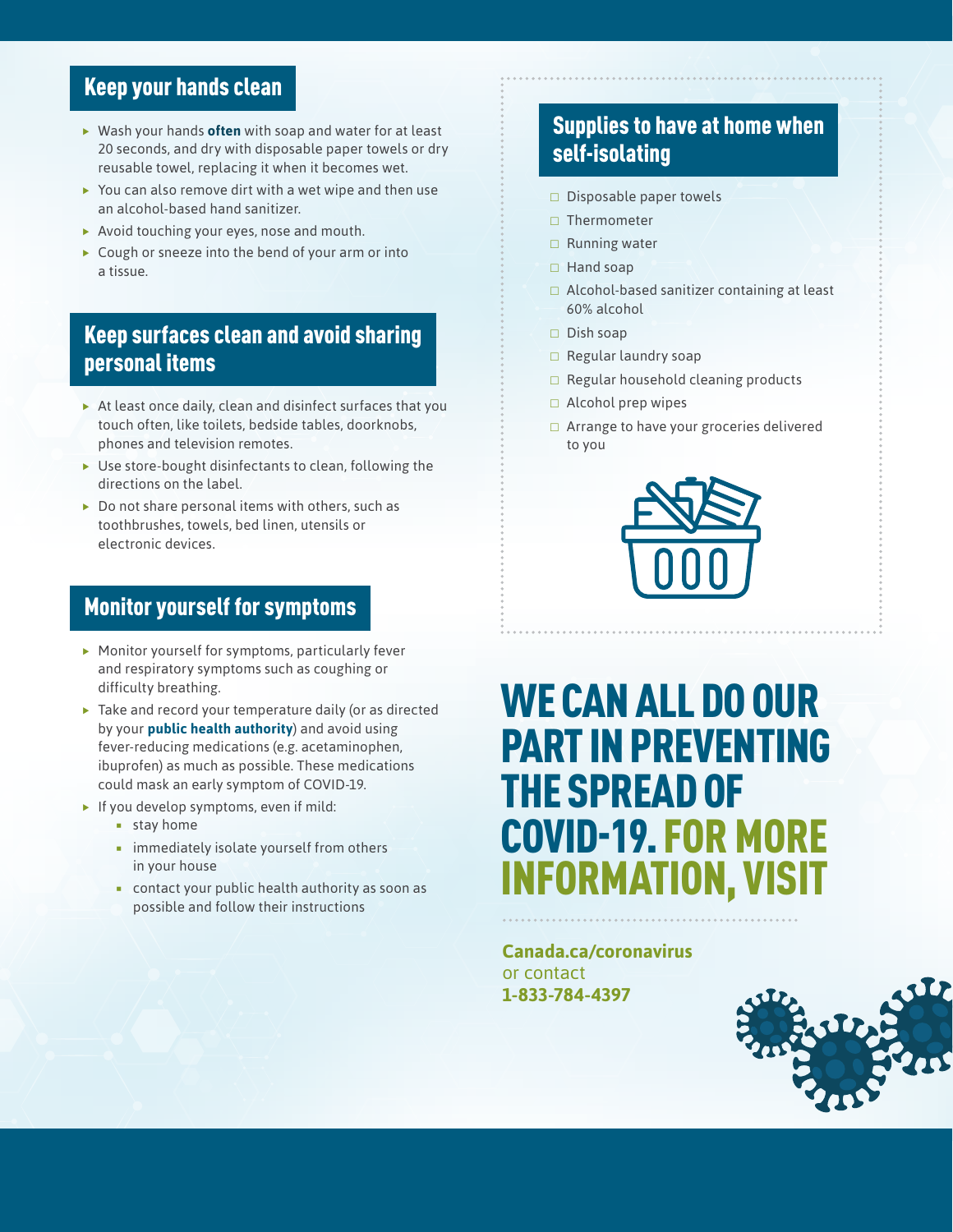## Keep your hands clean

- Wash your hands **often** with soap and water for at least 20 seconds, and dry with disposable paper towels or dry reusable towel, replacing it when it becomes wet.
- You can also remove dirt with a wet wipe and then use an alcohol-based hand sanitizer.
- Avoid touching your eyes, nose and mouth.
- Cough or sneeze into the bend of your arm or into a tissue.

## Keep surfaces clean and avoid sharing personal items

- At least once daily, clean and disinfect surfaces that you touch often, like toilets, bedside tables, doorknobs, phones and television remotes.
- Use store-bought disinfectants to clean, following the directions on the label.
- Do not share personal items with others, such as toothbrushes, towels, bed linen, utensils or electronic devices.

## Monitor yourself for symptoms

- Monitor yourself for symptoms, particularly fever and respiratory symptoms such as coughing or difficulty breathing.
- Take and record your temperature daily (or as directed by your **public health authority**) and avoid using fever-reducing medications (e.g. acetaminophen, ibuprofen) as much as possible. These medications could mask an early symptom of COVID-19.
- If you develop symptoms, even if mild:
  - stay home
  - immediately isolate yourself from others in your house
  - contact your public health authority as soon as possible and follow their instructions

## Supplies to have at home when self-isolating

- ☐ Disposable paper towels
- ☐ Thermometer
- ☐ Running water
- ☐ Hand soap
- ☐ Alcohol-based sanitizer containing at least 60% alcohol
- ☐ Dish soap
- ☐ Regular laundry soap
- ☐ Regular household cleaning products
- ☐ Alcohol prep wipes
- ☐ Arrange to have your groceries delivered to you

# WE CAN ALL DO OUR PART IN PREVENTING THE SPREAD OF COVID-19. FOR MORE INFORMATION, VISIT

**Canada.ca/coronavirus**
or contact
**1-833-784-4397**